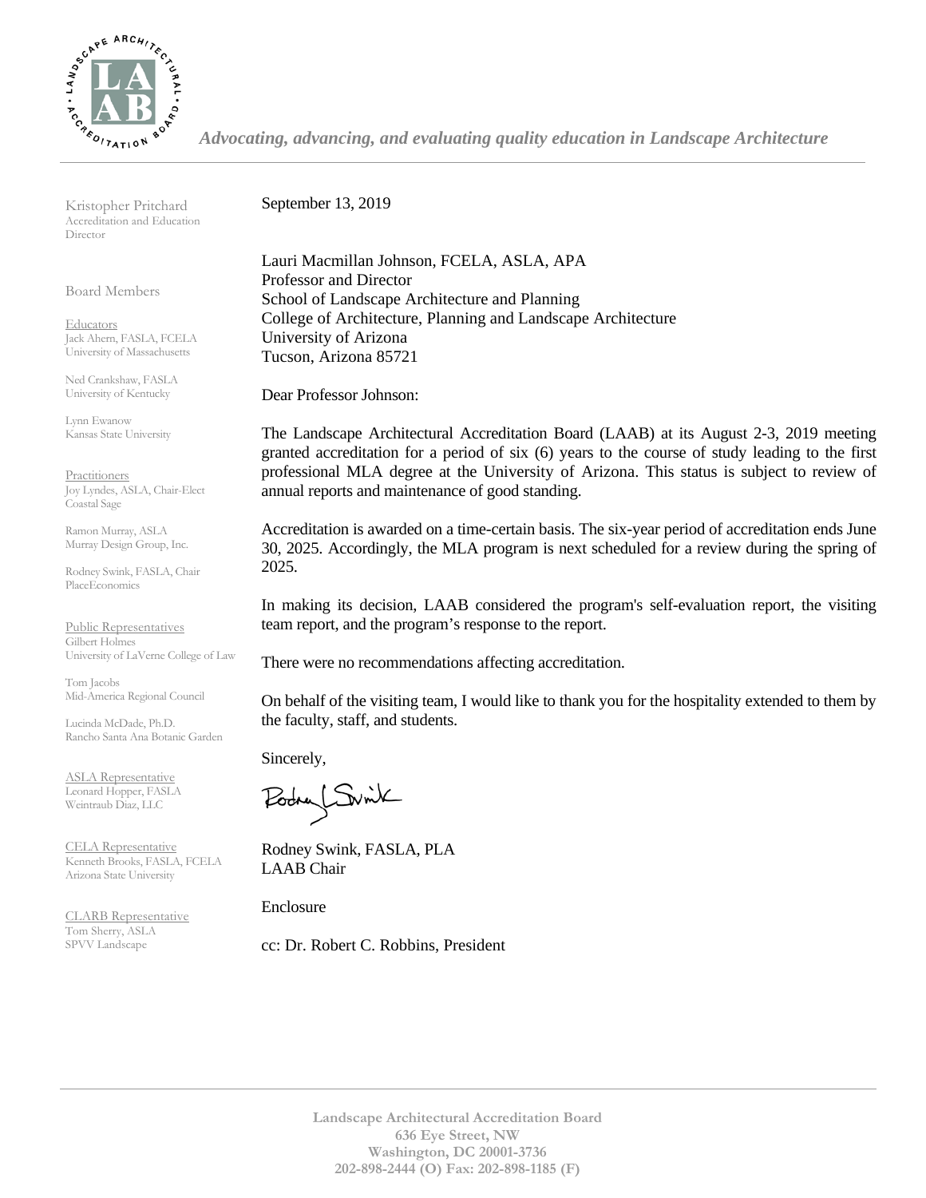*Advocating, advancing, and evaluating quality education in Landscape Architecture*

Kristopher Pritchard
Accreditation and Education Director

Board Members

Educators
Jack Ahern, FASLA, FCELA
University of Massachusetts

Ned Crankshaw, FASLA
University of Kentucky

Lynn Ewanow
Kansas State University

Practitioners
Joy Lyndes, ASLA, Chair-Elect
Coastal Sage

Ramon Murray, ASLA
Murray Design Group, Inc.

Rodney Swink, FASLA, Chair
PlaceEconomics

Public Representatives
Gilbert Holmes
University of LaVerne College of Law

Tom Jacobs
Mid-America Regional Council

Lucinda McDade, Ph.D.
Rancho Santa Ana Botanic Garden

ASLA Representative
Leonard Hopper, FASLA
Weintraub Diaz, LLC

CELA Representative
Kenneth Brooks, FASLA, FCELA
Arizona State University

CLARB Representative
Tom Sherry, ASLA
SPVV Landscape

September 13, 2019

Lauri Macmillan Johnson, FCELA, ASLA, APA
Professor and Director
School of Landscape Architecture and Planning
College of Architecture, Planning and Landscape Architecture
University of Arizona
Tucson, Arizona 85721

Dear Professor Johnson:

The Landscape Architectural Accreditation Board (LAAB) at its August 2-3, 2019 meeting granted accreditation for a period of six (6) years to the course of study leading to the first professional MLA degree at the University of Arizona. This status is subject to review of annual reports and maintenance of good standing.

Accreditation is awarded on a time-certain basis. The six-year period of accreditation ends June 30, 2025. Accordingly, the MLA program is next scheduled for a review during the spring of 2025.

In making its decision, LAAB considered the program's self-evaluation report, the visiting team report, and the program's response to the report.

There were no recommendations affecting accreditation.

On behalf of the visiting team, I would like to thank you for the hospitality extended to them by the faculty, staff, and students.

Sincerely,

Rodney Swink, FASLA, PLA
LAAB Chair

Enclosure

cc: Dr. Robert C. Robbins, President

**Landscape Architectural Accreditation Board**
**636 Eye Street, NW**
**Washington, DC 20001-3736**
**202-898-2444 (O) Fax: 202-898-1185 (F)**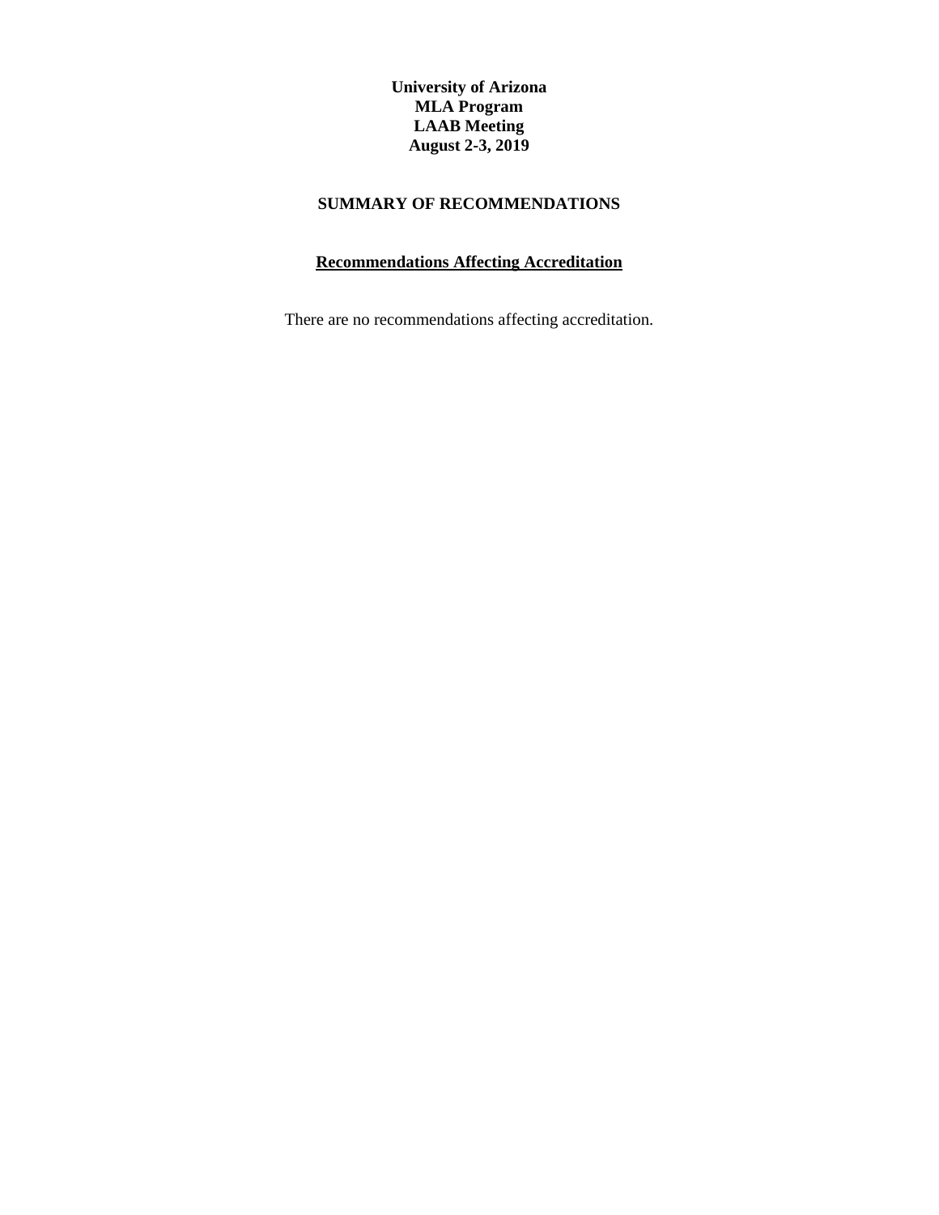**University of Arizona**
**MLA Program**
**LAAB Meeting**
**August 2-3, 2019**

## SUMMARY OF RECOMMENDATIONS

### Recommendations Affecting Accreditation

There are no recommendations affecting accreditation.